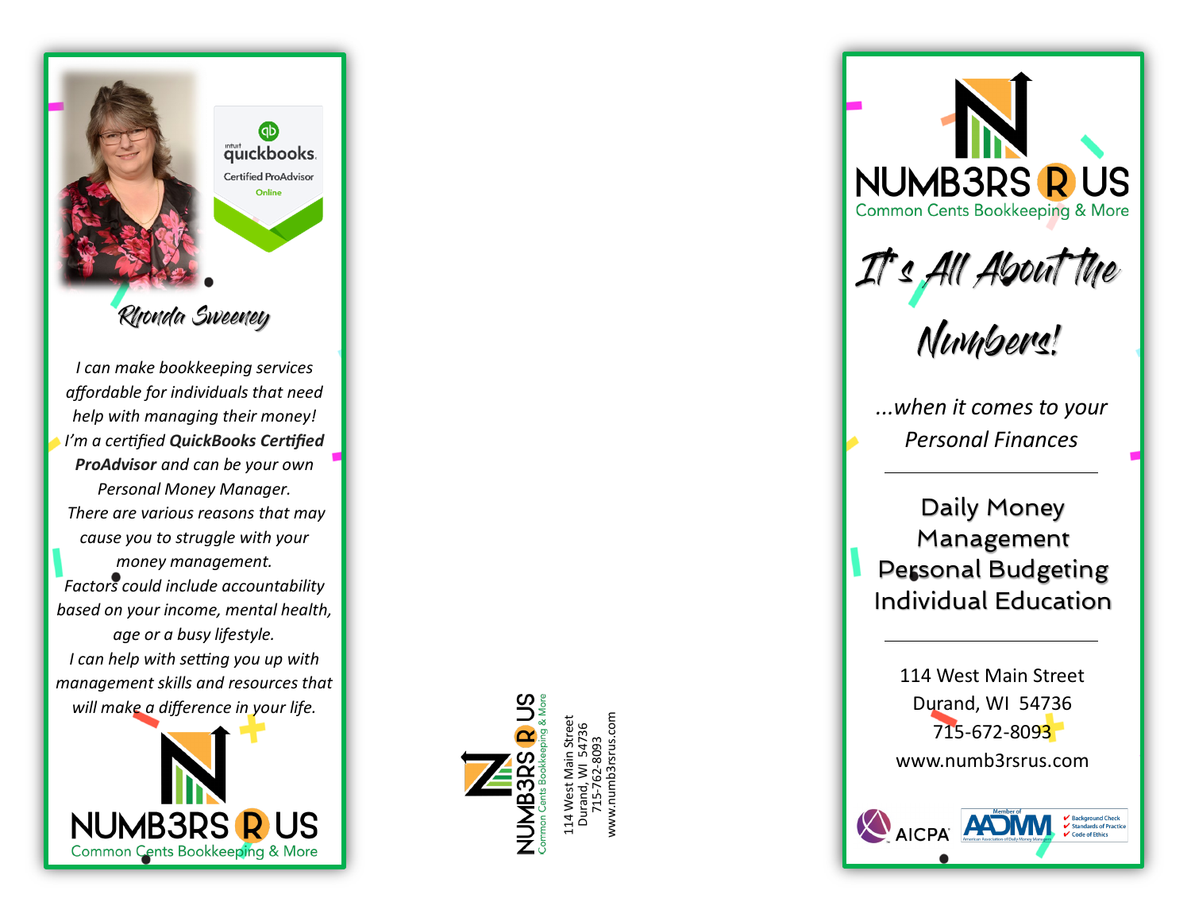Rhonda Sweeney

quickbooks Certified ProAdvisor Online

*I can make bookkeeping services affordable for individuals that need help with managing their money!*
*I'm a certified **QuickBooks Certified ProAdvisor** and can be your own Personal Money Manager.*
*There are various reasons that may cause you to struggle with your money management.*
*Factors could include accountability based on your income, mental health, age or a busy lifestyle.*
*I can help with setting you up with management skills and resources that will make a difference in your life.*

NUMB3RS R US
Common Cents Bookkeeping & More

NUMB3RS R US
Common Cents Bookkeeping & More

114 West Main Street
Durand, WI 54736
715-762-8093
www.numb3rsrus.com

# NUMB3RS R US
Common Cents Bookkeeping & More

## It's All About the Numbers!

*...when it comes to your Personal Finances*

---

Daily Money Management
Personal Budgeting
Individual Education

---

114 West Main Street
Durand, WI 54736
715-672-8093
www.numb3rsrus.com

AICPA

Member of AADMM American Association of Daily Money Managers
✔ Background Check
✔ Standards of Practice
✔ Code of Ethics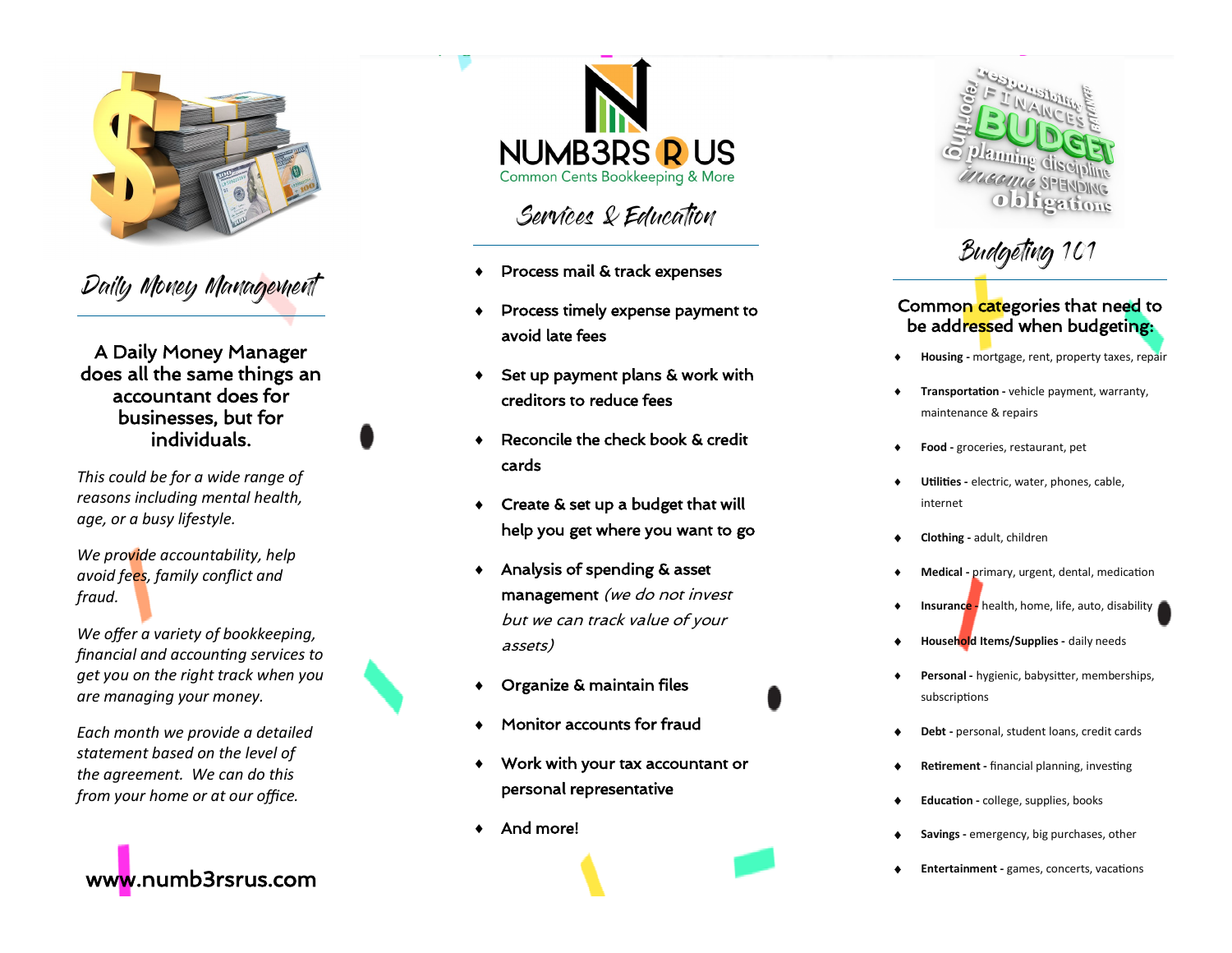## Daily Money Management

**A Daily Money Manager does all the same things an accountant does for businesses, but for individuals.**

*This could be for a wide range of reasons including mental health, age, or a busy lifestyle.*

*We provide accountability, help avoid fees, family conflict and fraud.*

*We offer a variety of bookkeeping, financial and accounting services to get you on the right track when you are managing your money.*

*Each month we provide a detailed statement based on the level of the agreement. We can do this from your home or at our office.*

www.numb3rsrus.com

# NUMB3RS R US

Common Cents Bookkeeping & More

## Services & Education

- Process mail & track expenses
- Process timely expense payment to avoid late fees
- Set up payment plans & work with creditors to reduce fees
- Reconcile the check book & credit cards
- Create & set up a budget that will help you get where you want to go
- Analysis of spending & asset management *(we do not invest but we can track value of your assets)*
- Organize & maintain files
- Monitor accounts for fraud
- Work with your tax accountant or personal representative
- And more!

## Budgeting 101

Common categories that need to be addressed when budgeting:

- **Housing -** mortgage, rent, property taxes, repair
- **Transportation -** vehicle payment, warranty, maintenance & repairs
- **Food -** groceries, restaurant, pet
- **Utilities -** electric, water, phones, cable, internet
- **Clothing -** adult, children
- **Medical -** primary, urgent, dental, medication
- **Insurance -** health, home, life, auto, disability
- **Household Items/Supplies -** daily needs
- **Personal -** hygienic, babysitter, memberships, subscriptions
- **Debt -** personal, student loans, credit cards
- **Retirement -** financial planning, investing
- **Education -** college, supplies, books
- **Savings -** emergency, big purchases, other
- **Entertainment -** games, concerts, vacations